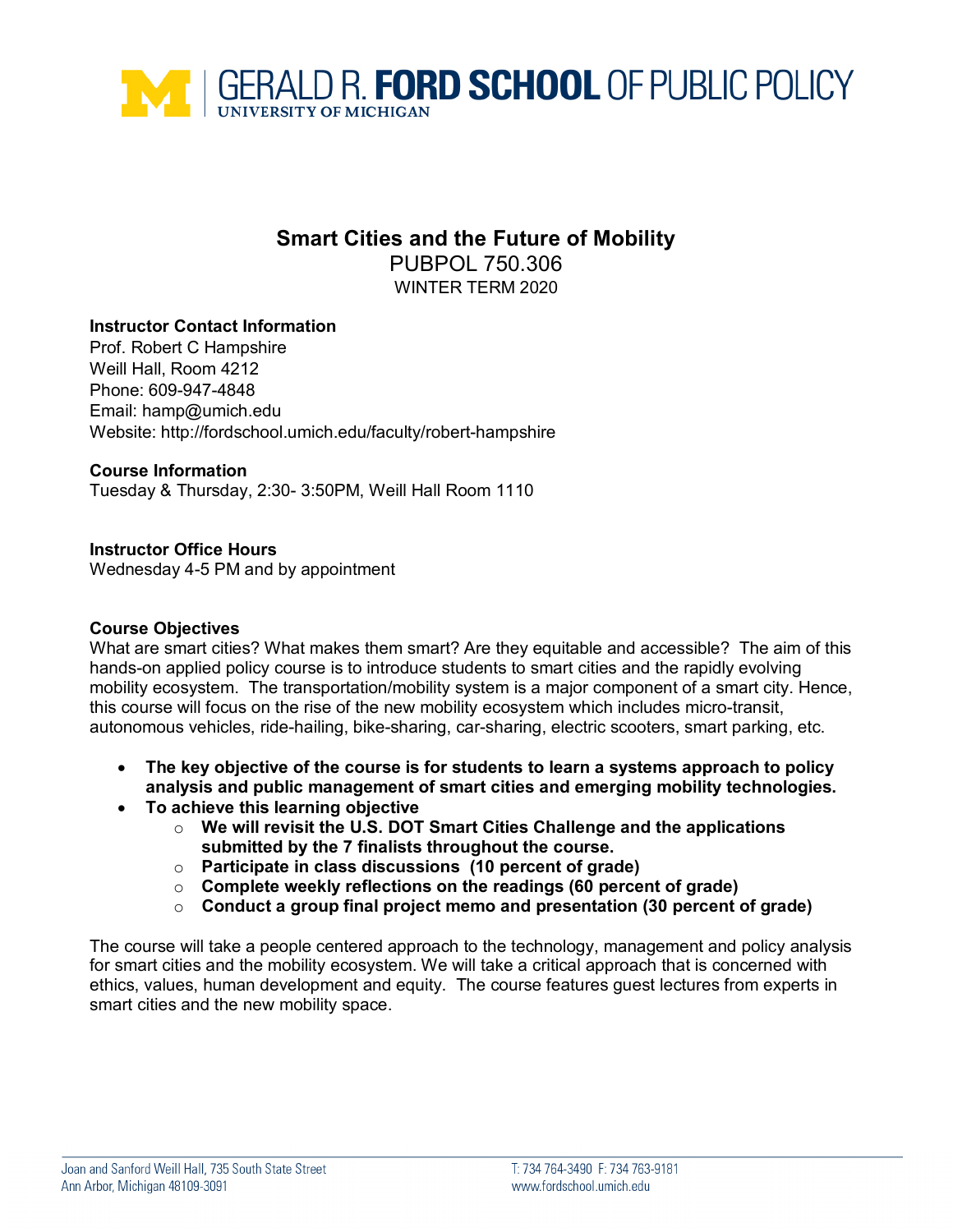# GERALD R. FORD SCHOOL OF PUBLIC POLICY
UNIVERSITY OF MICHIGAN

## Smart Cities and the Future of Mobility

PUBPOL 750.306

WINTER TERM 2020

**Instructor Contact Information**
Prof. Robert C Hampshire
Weill Hall, Room 4212
Phone: 609-947-4848
Email: hamp@umich.edu
Website: http://fordschool.umich.edu/faculty/robert-hampshire

**Course Information**
Tuesday & Thursday, 2:30- 3:50PM, Weill Hall Room 1110

**Instructor Office Hours**
Wednesday 4-5 PM and by appointment

**Course Objectives**
What are smart cities? What makes them smart? Are they equitable and accessible? The aim of this hands-on applied policy course is to introduce students to smart cities and the rapidly evolving mobility ecosystem. The transportation/mobility system is a major component of a smart city. Hence, this course will focus on the rise of the new mobility ecosystem which includes micro-transit, autonomous vehicles, ride-hailing, bike-sharing, car-sharing, electric scooters, smart parking, etc.

- **The key objective of the course is for students to learn a systems approach to policy analysis and public management of smart cities and emerging mobility technologies.**
- **To achieve this learning objective**
  - **We will revisit the U.S. DOT Smart Cities Challenge and the applications submitted by the 7 finalists throughout the course.**
  - **Participate in class discussions (10 percent of grade)**
  - **Complete weekly reflections on the readings (60 percent of grade)**
  - **Conduct a group final project memo and presentation (30 percent of grade)**

The course will take a people centered approach to the technology, management and policy analysis for smart cities and the mobility ecosystem. We will take a critical approach that is concerned with ethics, values, human development and equity. The course features guest lectures from experts in smart cities and the new mobility space.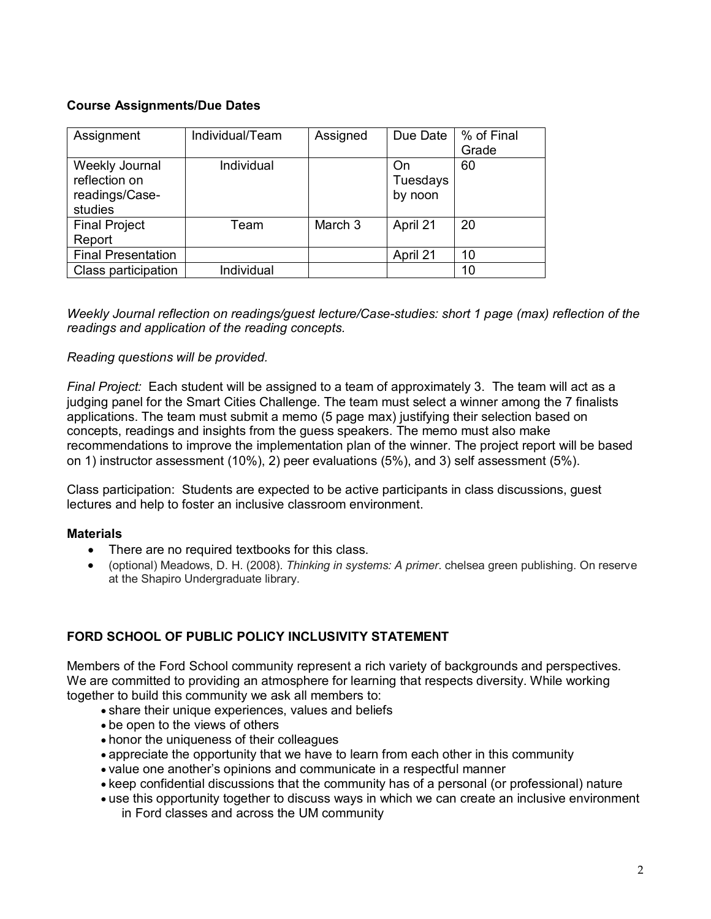**Course Assignments/Due Dates**

| Assignment | Individual/Team | Assigned | Due Date | % of Final Grade |
|---|---|---|---|---|
| Weekly Journal reflection on readings/Case-studies | Individual | | On Tuesdays by noon | 60 |
| Final Project Report | Team | March 3 | April 21 | 20 |
| Final Presentation | | | April 21 | 10 |
| Class participation | Individual | | | 10 |

*Weekly Journal reflection on readings/guest lecture/Case-studies: short 1 page (max) reflection of the readings and application of the reading concepts.*

*Reading questions will be provided.*

*Final Project:* Each student will be assigned to a team of approximately 3. The team will act as a judging panel for the Smart Cities Challenge. The team must select a winner among the 7 finalists applications. The team must submit a memo (5 page max) justifying their selection based on concepts, readings and insights from the guess speakers. The memo must also make recommendations to improve the implementation plan of the winner. The project report will be based on 1) instructor assessment (10%), 2) peer evaluations (5%), and 3) self assessment (5%).

Class participation: Students are expected to be active participants in class discussions, guest lectures and help to foster an inclusive classroom environment.

**Materials**

- There are no required textbooks for this class.
- (optional) Meadows, D. H. (2008). *Thinking in systems: A primer*. chelsea green publishing. On reserve at the Shapiro Undergraduate library.

**FORD SCHOOL OF PUBLIC POLICY INCLUSIVITY STATEMENT**

Members of the Ford School community represent a rich variety of backgrounds and perspectives. We are committed to providing an atmosphere for learning that respects diversity. While working together to build this community we ask all members to:

- share their unique experiences, values and beliefs
- be open to the views of others
- honor the uniqueness of their colleagues
- appreciate the opportunity that we have to learn from each other in this community
- value one another's opinions and communicate in a respectful manner
- keep confidential discussions that the community has of a personal (or professional) nature
- use this opportunity together to discuss ways in which we can create an inclusive environment in Ford classes and across the UM community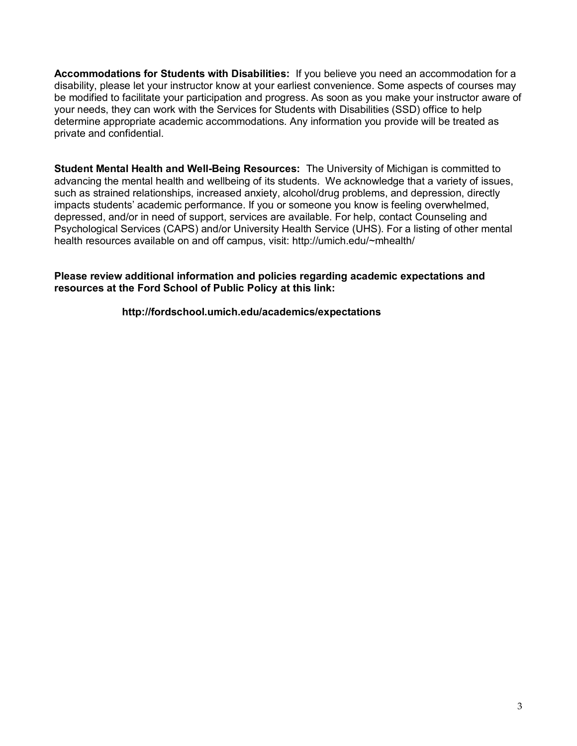**Accommodations for Students with Disabilities:** If you believe you need an accommodation for a disability, please let your instructor know at your earliest convenience. Some aspects of courses may be modified to facilitate your participation and progress. As soon as you make your instructor aware of your needs, they can work with the Services for Students with Disabilities (SSD) office to help determine appropriate academic accommodations. Any information you provide will be treated as private and confidential.

**Student Mental Health and Well-Being Resources:** The University of Michigan is committed to advancing the mental health and wellbeing of its students. We acknowledge that a variety of issues, such as strained relationships, increased anxiety, alcohol/drug problems, and depression, directly impacts students' academic performance. If you or someone you know is feeling overwhelmed, depressed, and/or in need of support, services are available. For help, contact Counseling and Psychological Services (CAPS) and/or University Health Service (UHS). For a listing of other mental health resources available on and off campus, visit: http://umich.edu/~mhealth/

**Please review additional information and policies regarding academic expectations and resources at the Ford School of Public Policy at this link:**

**http://fordschool.umich.edu/academics/expectations**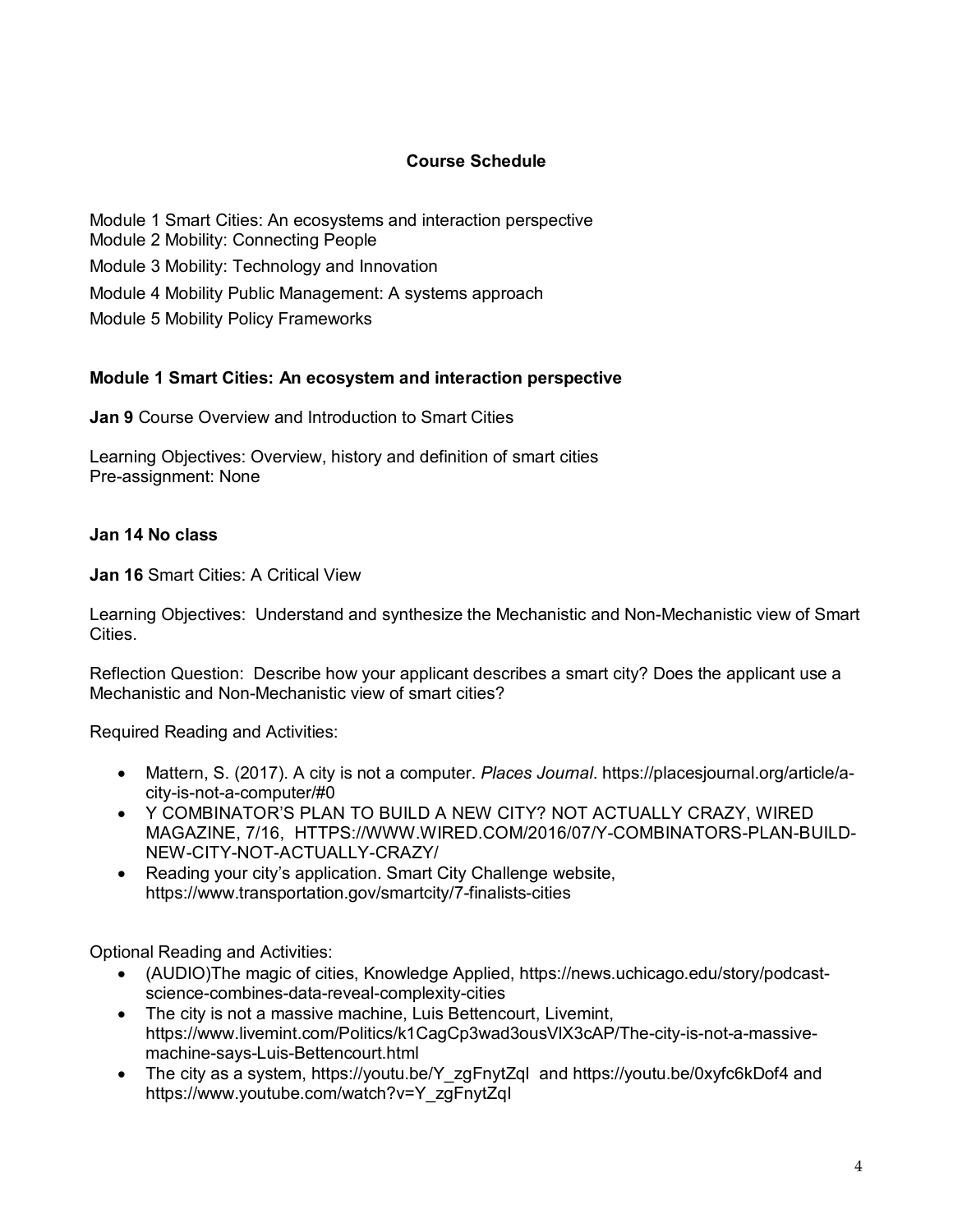## Course Schedule

Module 1 Smart Cities: An ecosystems and interaction perspective
Module 2 Mobility: Connecting People
Module 3 Mobility: Technology and Innovation
Module 4 Mobility Public Management: A systems approach
Module 5 Mobility Policy Frameworks

### Module 1 Smart Cities: An ecosystem and interaction perspective

**Jan 9** Course Overview and Introduction to Smart Cities

Learning Objectives: Overview, history and definition of smart cities
Pre-assignment: None

**Jan 14 No class**

**Jan 16** Smart Cities: A Critical View

Learning Objectives: Understand and synthesize the Mechanistic and Non-Mechanistic view of Smart Cities.

Reflection Question: Describe how your applicant describes a smart city? Does the applicant use a Mechanistic and Non-Mechanistic view of smart cities?

Required Reading and Activities:

- Mattern, S. (2017). A city is not a computer. *Places Journal*. https://placesjournal.org/article/a-city-is-not-a-computer/#0
- Y COMBINATOR'S PLAN TO BUILD A NEW CITY? NOT ACTUALLY CRAZY, WIRED MAGAZINE, 7/16, HTTPS://WWW.WIRED.COM/2016/07/Y-COMBINATORS-PLAN-BUILD-NEW-CITY-NOT-ACTUALLY-CRAZY/
- Reading your city's application. Smart City Challenge website, https://www.transportation.gov/smartcity/7-finalists-cities

Optional Reading and Activities:

- (AUDIO)The magic of cities, Knowledge Applied, https://news.uchicago.edu/story/podcast-science-combines-data-reveal-complexity-cities
- The city is not a massive machine, Luis Bettencourt, Livemint, https://www.livemint.com/Politics/k1CagCp3wad3ousVlX3cAP/The-city-is-not-a-massive-machine-says-Luis-Bettencourt.html
- The city as a system, https://youtu.be/Y_zgFnytZqI and https://youtu.be/0xyfc6kDof4 and https://www.youtube.com/watch?v=Y_zgFnytZqI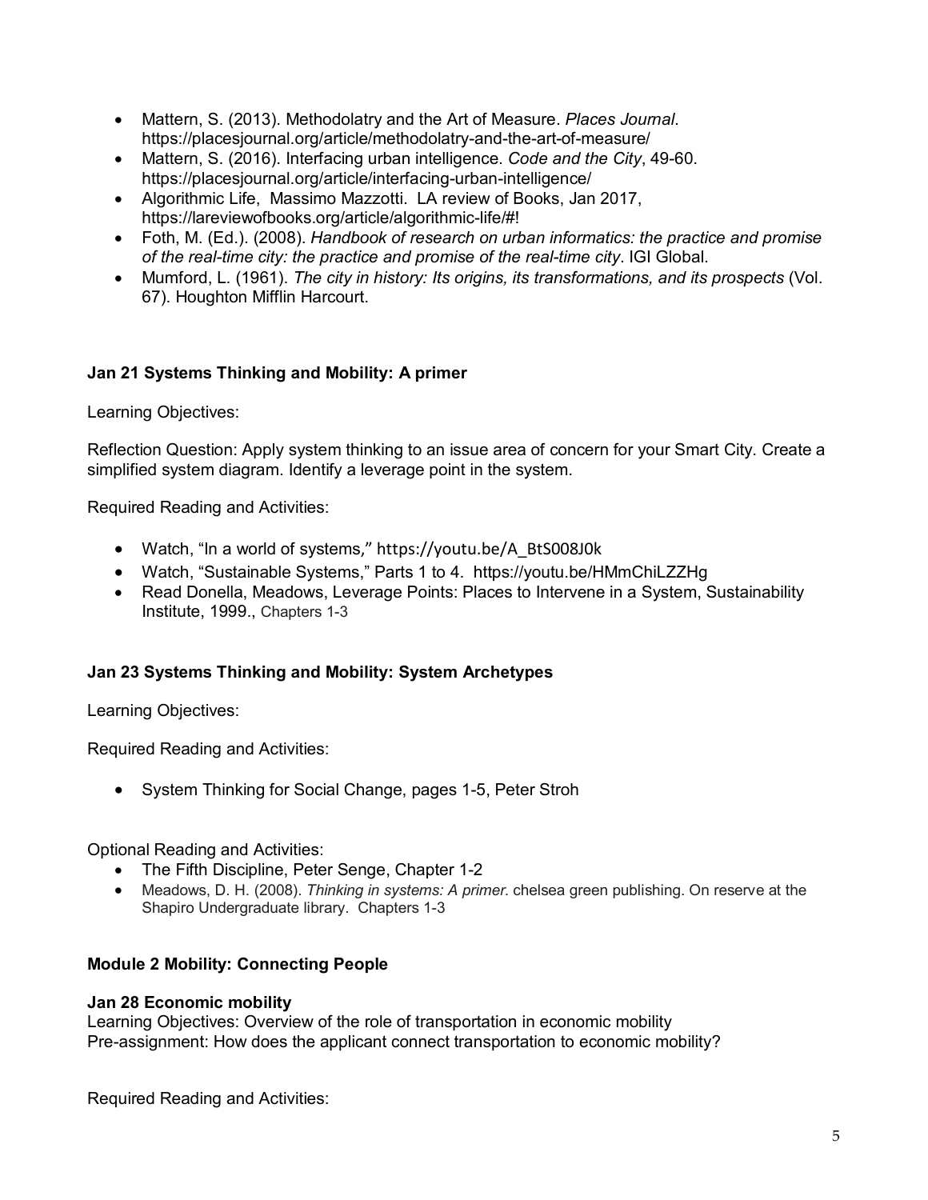- Mattern, S. (2013). Methodolatry and the Art of Measure. *Places Journal*. https://placesjournal.org/article/methodolatry-and-the-art-of-measure/
- Mattern, S. (2016). Interfacing urban intelligence. *Code and the City*, 49-60. https://placesjournal.org/article/interfacing-urban-intelligence/
- Algorithmic Life, Massimo Mazzotti. LA review of Books, Jan 2017, https://lareviewofbooks.org/article/algorithmic-life/#!
- Foth, M. (Ed.). (2008). *Handbook of research on urban informatics: the practice and promise of the real-time city: the practice and promise of the real-time city*. IGI Global.
- Mumford, L. (1961). *The city in history: Its origins, its transformations, and its prospects* (Vol. 67). Houghton Mifflin Harcourt.

**Jan 21 Systems Thinking and Mobility: A primer**

Learning Objectives:

Reflection Question: Apply system thinking to an issue area of concern for your Smart City. Create a simplified system diagram. Identify a leverage point in the system.

Required Reading and Activities:

- Watch, "In a world of systems," https://youtu.be/A_BtS008J0k
- Watch, "Sustainable Systems," Parts 1 to 4. https://youtu.be/HMmChiLZZHg
- Read Donella, Meadows, Leverage Points: Places to Intervene in a System, Sustainability Institute, 1999., Chapters 1-3

**Jan 23 Systems Thinking and Mobility: System Archetypes**

Learning Objectives:

Required Reading and Activities:

- System Thinking for Social Change, pages 1-5, Peter Stroh

Optional Reading and Activities:

- The Fifth Discipline, Peter Senge, Chapter 1-2
- Meadows, D. H. (2008). *Thinking in systems: A primer*. chelsea green publishing. On reserve at the Shapiro Undergraduate library. Chapters 1-3

**Module 2 Mobility: Connecting People**

**Jan 28 Economic mobility**

Learning Objectives: Overview of the role of transportation in economic mobility
Pre-assignment: How does the applicant connect transportation to economic mobility?

Required Reading and Activities: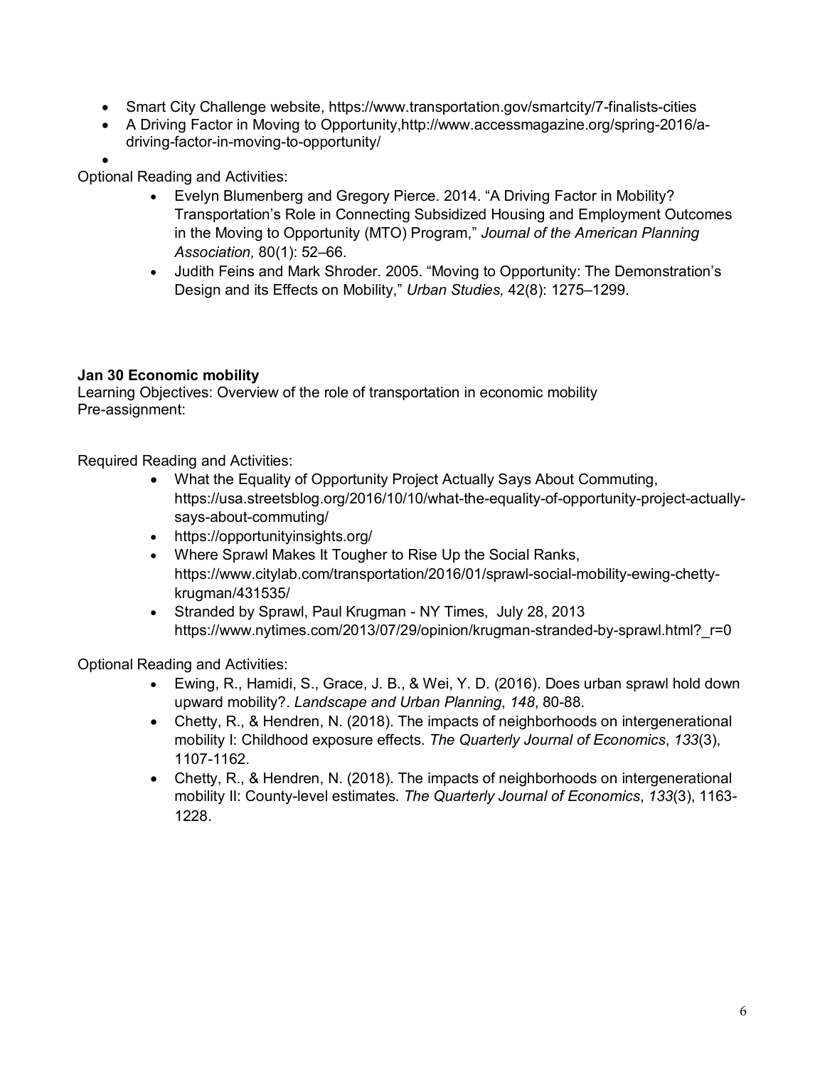- Smart City Challenge website, https://www.transportation.gov/smartcity/7-finalists-cities
- A Driving Factor in Moving to Opportunity,http://www.accessmagazine.org/spring-2016/a-driving-factor-in-moving-to-opportunity/
-

Optional Reading and Activities:

- Evelyn Blumenberg and Gregory Pierce. 2014. “A Driving Factor in Mobility? Transportation’s Role in Connecting Subsidized Housing and Employment Outcomes in the Moving to Opportunity (MTO) Program,” *Journal of the American Planning Association,* 80(1): 52–66.
- Judith Feins and Mark Shroder. 2005. “Moving to Opportunity: The Demonstration’s Design and its Effects on Mobility,” *Urban Studies,* 42(8): 1275–1299.

**Jan 30 Economic mobility**

Learning Objectives: Overview of the role of transportation in economic mobility

Pre-assignment:

Required Reading and Activities:

- What the Equality of Opportunity Project Actually Says About Commuting, https://usa.streetsblog.org/2016/10/10/what-the-equality-of-opportunity-project-actually-says-about-commuting/
- https://opportunityinsights.org/
- Where Sprawl Makes It Tougher to Rise Up the Social Ranks, https://www.citylab.com/transportation/2016/01/sprawl-social-mobility-ewing-chetty-krugman/431535/
- Stranded by Sprawl, Paul Krugman - NY Times, July 28, 2013 https://www.nytimes.com/2013/07/29/opinion/krugman-stranded-by-sprawl.html?_r=0

Optional Reading and Activities:

- Ewing, R., Hamidi, S., Grace, J. B., & Wei, Y. D. (2016). Does urban sprawl hold down upward mobility?. *Landscape and Urban Planning*, *148*, 80-88.
- Chetty, R., & Hendren, N. (2018). The impacts of neighborhoods on intergenerational mobility I: Childhood exposure effects. *The Quarterly Journal of Economics*, *133*(3), 1107-1162.
- Chetty, R., & Hendren, N. (2018). The impacts of neighborhoods on intergenerational mobility II: County-level estimates. *The Quarterly Journal of Economics*, *133*(3), 1163-1228.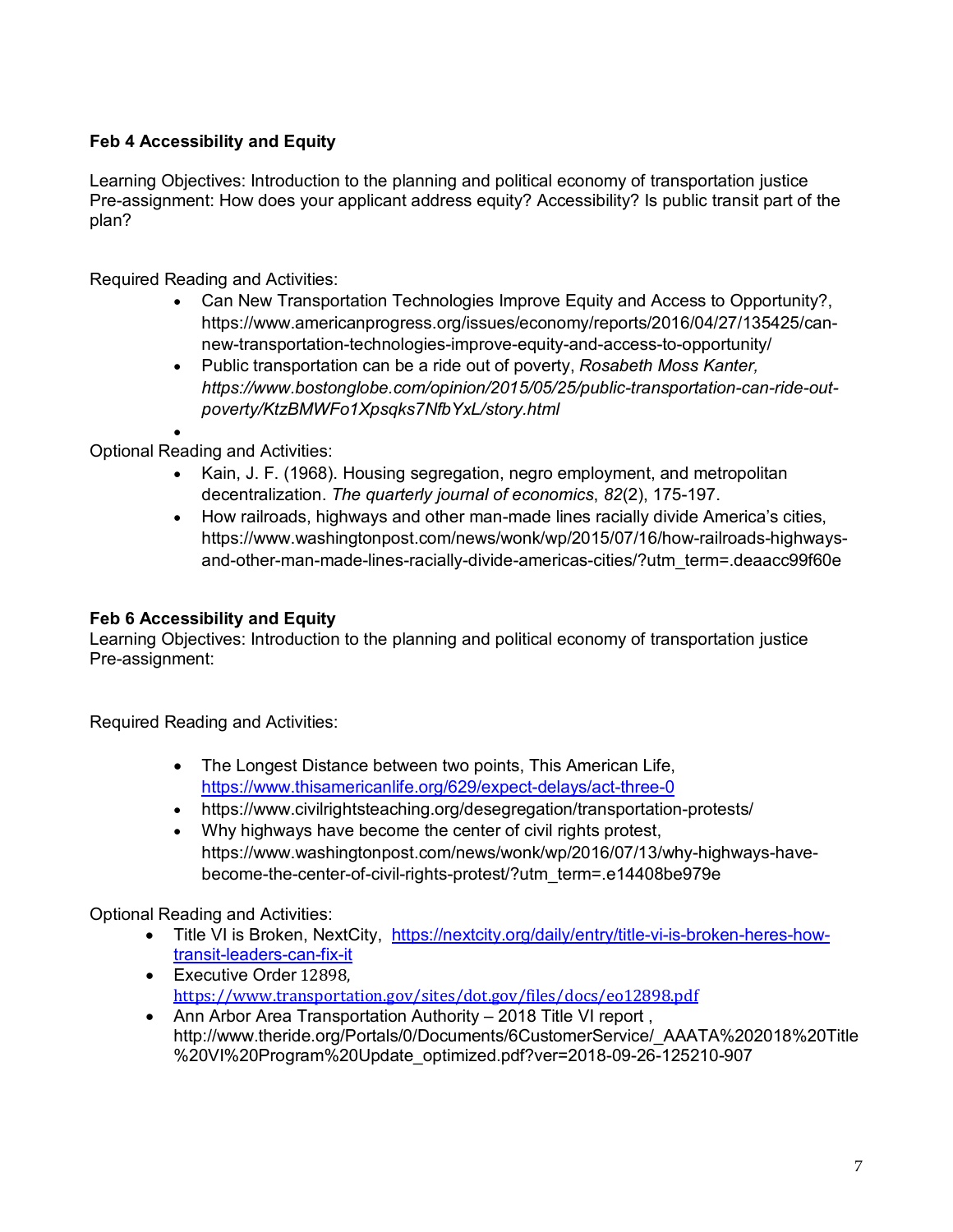**Feb 4 Accessibility and Equity**

Learning Objectives: Introduction to the planning and political economy of transportation justice
Pre-assignment: How does your applicant address equity? Accessibility? Is public transit part of the plan?

Required Reading and Activities:

- Can New Transportation Technologies Improve Equity and Access to Opportunity?, https://www.americanprogress.org/issues/economy/reports/2016/04/27/135425/can-new-transportation-technologies-improve-equity-and-access-to-opportunity/
- Public transportation can be a ride out of poverty, *Rosabeth Moss Kanter, https://www.bostonglobe.com/opinion/2015/05/25/public-transportation-can-ride-out-poverty/KtzBMWFo1Xpsqks7NfbYxL/story.html*

Optional Reading and Activities:

- Kain, J. F. (1968). Housing segregation, negro employment, and metropolitan decentralization. *The quarterly journal of economics*, *82*(2), 175-197.
- How railroads, highways and other man-made lines racially divide America's cities, https://www.washingtonpost.com/news/wonk/wp/2015/07/16/how-railroads-highways-and-other-man-made-lines-racially-divide-americas-cities/?utm_term=.deaacc99f60e

**Feb 6 Accessibility and Equity**

Learning Objectives: Introduction to the planning and political economy of transportation justice
Pre-assignment:

Required Reading and Activities:

- The Longest Distance between two points, This American Life, https://www.thisamericanlife.org/629/expect-delays/act-three-0
- https://www.civilrightsteaching.org/desegregation/transportation-protests/
- Why highways have become the center of civil rights protest, https://www.washingtonpost.com/news/wonk/wp/2016/07/13/why-highways-have-become-the-center-of-civil-rights-protest/?utm_term=.e14408be979e

Optional Reading and Activities:

- Title VI is Broken, NextCity, https://nextcity.org/daily/entry/title-vi-is-broken-heres-how-transit-leaders-can-fix-it
- Executive Order 12898, https://www.transportation.gov/sites/dot.gov/files/docs/eo12898.pdf
- Ann Arbor Area Transportation Authority – 2018 Title VI report , http://www.theride.org/Portals/0/Documents/6CustomerService/_AAATA%202018%20Title%20VI%20Program%20Update_optimized.pdf?ver=2018-09-26-125210-907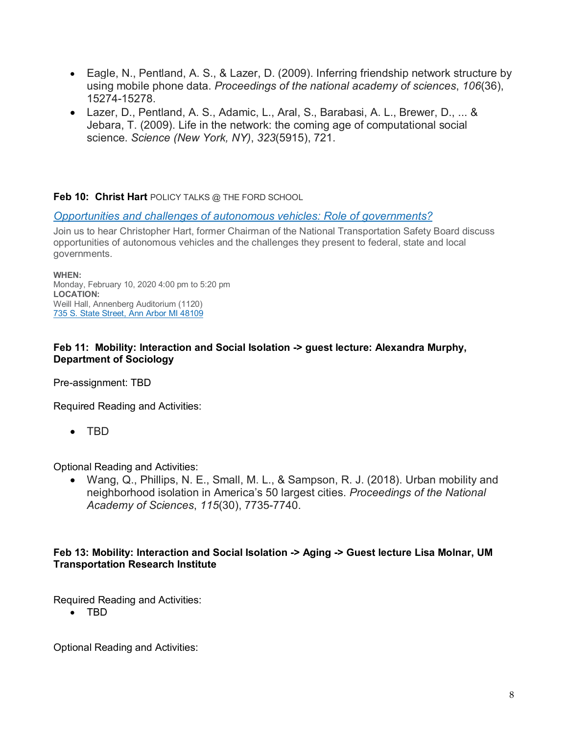- Eagle, N., Pentland, A. S., & Lazer, D. (2009). Inferring friendship network structure by using mobile phone data. *Proceedings of the national academy of sciences*, *106*(36), 15274-15278.
- Lazer, D., Pentland, A. S., Adamic, L., Aral, S., Barabasi, A. L., Brewer, D., ... & Jebara, T. (2009). Life in the network: the coming age of computational social science. *Science (New York, NY)*, *323*(5915), 721.

**Feb 10: Christ Hart** POLICY TALKS @ THE FORD SCHOOL

*Opportunities and challenges of autonomous vehicles: Role of governments?*

Join us to hear Christopher Hart, former Chairman of the National Transportation Safety Board discuss opportunities of autonomous vehicles and the challenges they present to federal, state and local governments.

**WHEN:**
Monday, February 10, 2020 4:00 pm to 5:20 pm
**LOCATION:**
Weill Hall, Annenberg Auditorium (1120)
735 S. State Street, Ann Arbor MI 48109

**Feb 11: Mobility: Interaction and Social Isolation -> guest lecture: Alexandra Murphy, Department of Sociology**

Pre-assignment: TBD

Required Reading and Activities:

- TBD

Optional Reading and Activities:

- Wang, Q., Phillips, N. E., Small, M. L., & Sampson, R. J. (2018). Urban mobility and neighborhood isolation in America's 50 largest cities. *Proceedings of the National Academy of Sciences*, *115*(30), 7735-7740.

**Feb 13: Mobility: Interaction and Social Isolation -> Aging -> Guest lecture Lisa Molnar, UM Transportation Research Institute**

Required Reading and Activities:

- TBD

Optional Reading and Activities: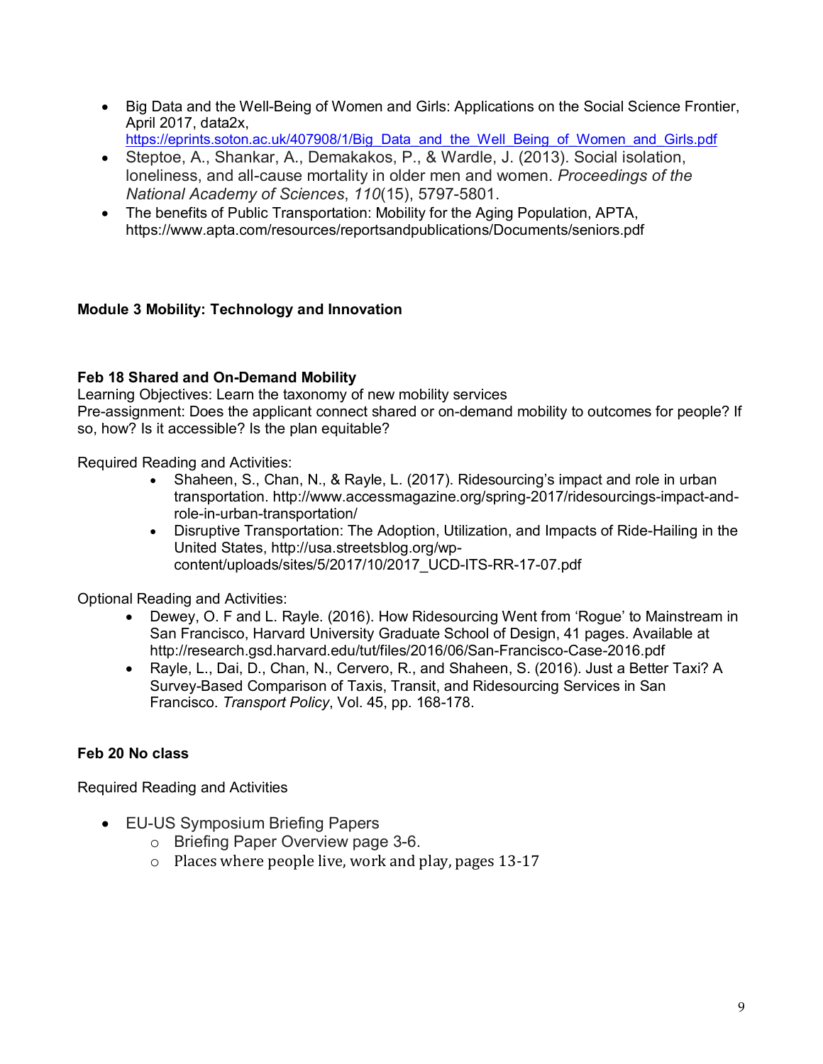- Big Data and the Well-Being of Women and Girls: Applications on the Social Science Frontier, April 2017, data2x, https://eprints.soton.ac.uk/407908/1/Big_Data_and_the_Well_Being_of_Women_and_Girls.pdf
- Steptoe, A., Shankar, A., Demakakos, P., & Wardle, J. (2013). Social isolation, loneliness, and all-cause mortality in older men and women. *Proceedings of the National Academy of Sciences*, *110*(15), 5797-5801.
- The benefits of Public Transportation: Mobility for the Aging Population, APTA, https://www.apta.com/resources/reportsandpublications/Documents/seniors.pdf

**Module 3 Mobility: Technology and Innovation**

**Feb 18 Shared and On-Demand Mobility**
Learning Objectives: Learn the taxonomy of new mobility services
Pre-assignment: Does the applicant connect shared or on-demand mobility to outcomes for people? If so, how? Is it accessible? Is the plan equitable?

Required Reading and Activities:

- Shaheen, S., Chan, N., & Rayle, L. (2017). Ridesourcing's impact and role in urban transportation. http://www.accessmagazine.org/spring-2017/ridesourcings-impact-and-role-in-urban-transportation/
- Disruptive Transportation: The Adoption, Utilization, and Impacts of Ride-Hailing in the United States, http://usa.streetsblog.org/wp-content/uploads/sites/5/2017/10/2017_UCD-ITS-RR-17-07.pdf

Optional Reading and Activities:

- Dewey, O. F and L. Rayle. (2016). How Ridesourcing Went from 'Rogue' to Mainstream in San Francisco, Harvard University Graduate School of Design, 41 pages. Available at http://research.gsd.harvard.edu/tut/files/2016/06/San-Francisco-Case-2016.pdf
- Rayle, L., Dai, D., Chan, N., Cervero, R., and Shaheen, S. (2016). Just a Better Taxi? A Survey-Based Comparison of Taxis, Transit, and Ridesourcing Services in San Francisco. *Transport Policy*, Vol. 45, pp. 168-178.

**Feb 20 No class**

Required Reading and Activities

- EU-US Symposium Briefing Papers
  - Briefing Paper Overview page 3-6.
  - Places where people live, work and play, pages 13-17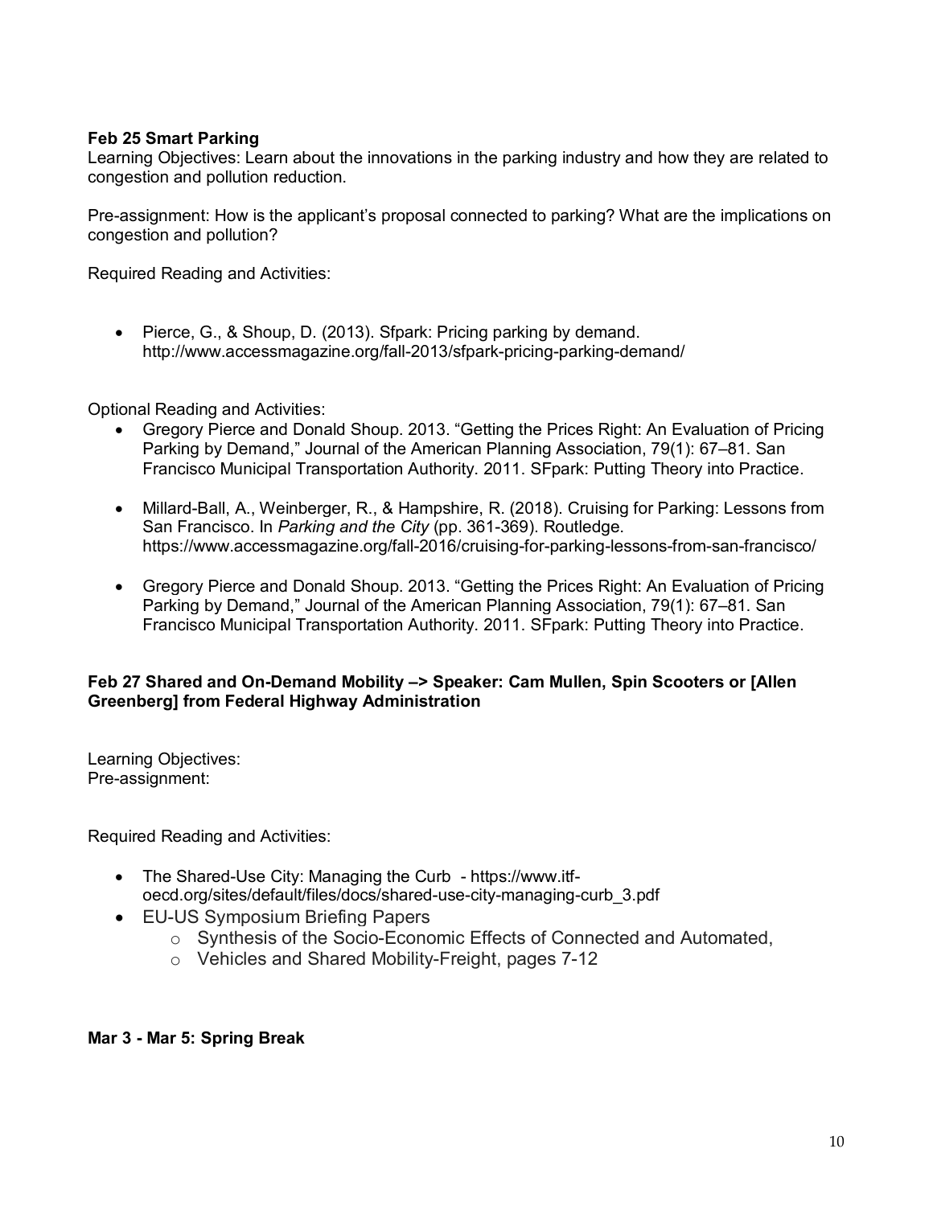**Feb 25 Smart Parking**

Learning Objectives: Learn about the innovations in the parking industry and how they are related to congestion and pollution reduction.

Pre-assignment: How is the applicant's proposal connected to parking? What are the implications on congestion and pollution?

Required Reading and Activities:

- Pierce, G., & Shoup, D. (2013). Sfpark: Pricing parking by demand. http://www.accessmagazine.org/fall-2013/sfpark-pricing-parking-demand/

Optional Reading and Activities:

- Gregory Pierce and Donald Shoup. 2013. "Getting the Prices Right: An Evaluation of Pricing Parking by Demand," Journal of the American Planning Association, 79(1): 67–81. San Francisco Municipal Transportation Authority. 2011. SFpark: Putting Theory into Practice.
- Millard-Ball, A., Weinberger, R., & Hampshire, R. (2018). Cruising for Parking: Lessons from San Francisco. In *Parking and the City* (pp. 361-369). Routledge. https://www.accessmagazine.org/fall-2016/cruising-for-parking-lessons-from-san-francisco/
- Gregory Pierce and Donald Shoup. 2013. "Getting the Prices Right: An Evaluation of Pricing Parking by Demand," Journal of the American Planning Association, 79(1): 67–81. San Francisco Municipal Transportation Authority. 2011. SFpark: Putting Theory into Practice.

**Feb 27 Shared and On-Demand Mobility –> Speaker: Cam Mullen, Spin Scooters or [Allen Greenberg] from Federal Highway Administration**

Learning Objectives:
Pre-assignment:

Required Reading and Activities:

- The Shared-Use City: Managing the Curb - https://www.itf-oecd.org/sites/default/files/docs/shared-use-city-managing-curb_3.pdf
- EU-US Symposium Briefing Papers
  - Synthesis of the Socio-Economic Effects of Connected and Automated,
  - Vehicles and Shared Mobility-Freight, pages 7-12

**Mar 3 - Mar 5: Spring Break**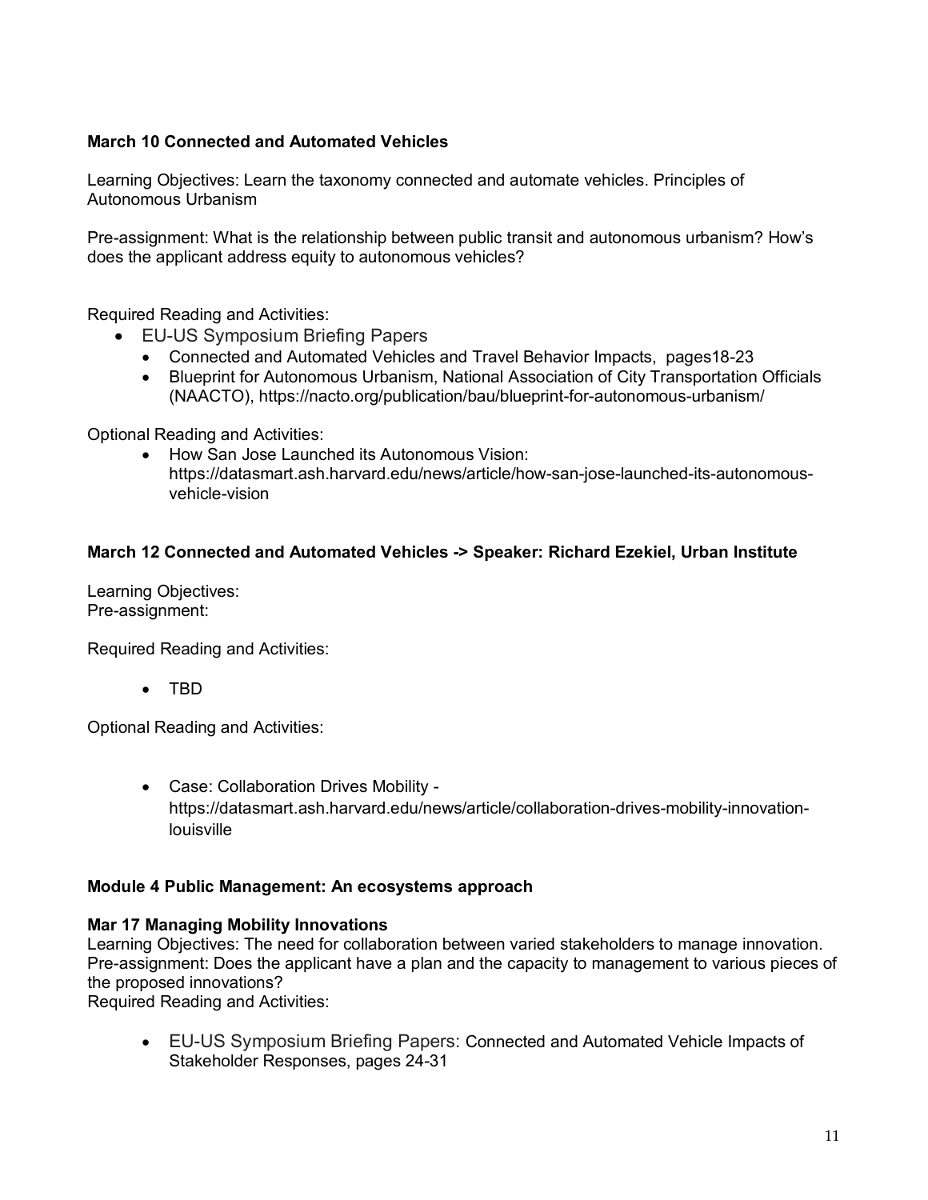**March 10 Connected and Automated Vehicles**

Learning Objectives: Learn the taxonomy connected and automate vehicles. Principles of Autonomous Urbanism

Pre-assignment: What is the relationship between public transit and autonomous urbanism? How's does the applicant address equity to autonomous vehicles?

Required Reading and Activities:

- EU-US Symposium Briefing Papers
  - Connected and Automated Vehicles and Travel Behavior Impacts, pages18-23
  - Blueprint for Autonomous Urbanism, National Association of City Transportation Officials (NAACTO), https://nacto.org/publication/bau/blueprint-for-autonomous-urbanism/

Optional Reading and Activities:

- How San Jose Launched its Autonomous Vision: https://datasmart.ash.harvard.edu/news/article/how-san-jose-launched-its-autonomous-vehicle-vision

**March 12 Connected and Automated Vehicles -> Speaker: Richard Ezekiel, Urban Institute**

Learning Objectives:
Pre-assignment:

Required Reading and Activities:

- TBD

Optional Reading and Activities:

- Case: Collaboration Drives Mobility - https://datasmart.ash.harvard.edu/news/article/collaboration-drives-mobility-innovation-louisville

**Module 4 Public Management: An ecosystems approach**

**Mar 17 Managing Mobility Innovations**
Learning Objectives: The need for collaboration between varied stakeholders to manage innovation.
Pre-assignment: Does the applicant have a plan and the capacity to management to various pieces of the proposed innovations?
Required Reading and Activities:

- EU-US Symposium Briefing Papers: Connected and Automated Vehicle Impacts of Stakeholder Responses, pages 24-31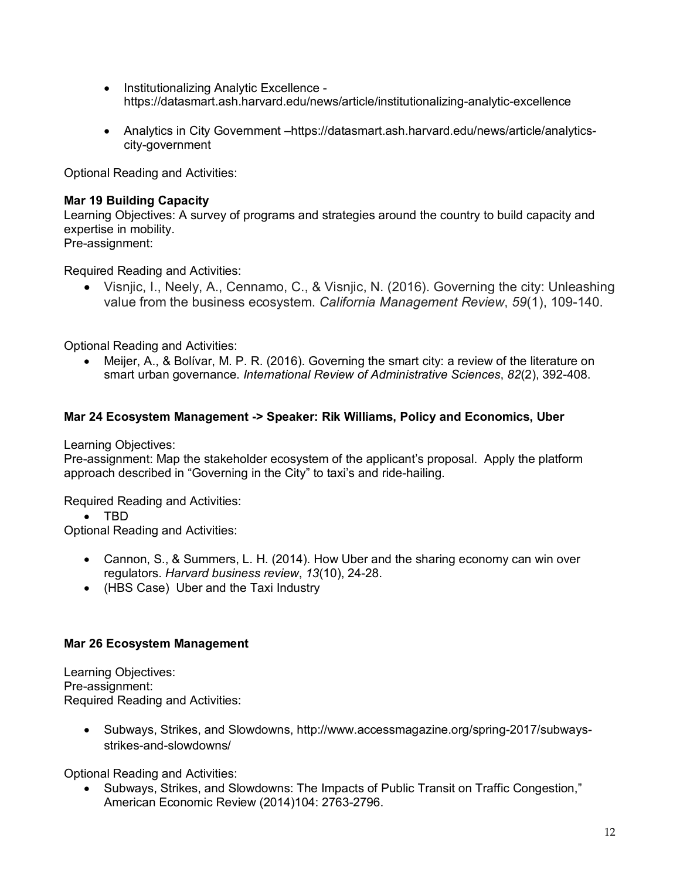- Institutionalizing Analytic Excellence - https://datasmart.ash.harvard.edu/news/article/institutionalizing-analytic-excellence

- Analytics in City Government –https://datasmart.ash.harvard.edu/news/article/analytics-city-government

Optional Reading and Activities:

**Mar 19 Building Capacity**
Learning Objectives: A survey of programs and strategies around the country to build capacity and expertise in mobility.
Pre-assignment:

Required Reading and Activities:

- Visnjic, I., Neely, A., Cennamo, C., & Visnjic, N. (2016). Governing the city: Unleashing value from the business ecosystem. *California Management Review*, *59*(1), 109-140.

Optional Reading and Activities:

- Meijer, A., & Bolívar, M. P. R. (2016). Governing the smart city: a review of the literature on smart urban governance. *International Review of Administrative Sciences*, *82*(2), 392-408.

**Mar 24 Ecosystem Management -> Speaker: Rik Williams, Policy and Economics, Uber**

Learning Objectives:
Pre-assignment: Map the stakeholder ecosystem of the applicant's proposal. Apply the platform approach described in "Governing in the City" to taxi's and ride-hailing.

Required Reading and Activities:

- TBD

Optional Reading and Activities:

- Cannon, S., & Summers, L. H. (2014). How Uber and the sharing economy can win over regulators. *Harvard business review*, *13*(10), 24-28.
- (HBS Case) Uber and the Taxi Industry

**Mar 26 Ecosystem Management**

Learning Objectives:
Pre-assignment:
Required Reading and Activities:

- Subways, Strikes, and Slowdowns, http://www.accessmagazine.org/spring-2017/subways-strikes-and-slowdowns/

Optional Reading and Activities:

- Subways, Strikes, and Slowdowns: The Impacts of Public Transit on Traffic Congestion," American Economic Review (2014)104: 2763-2796.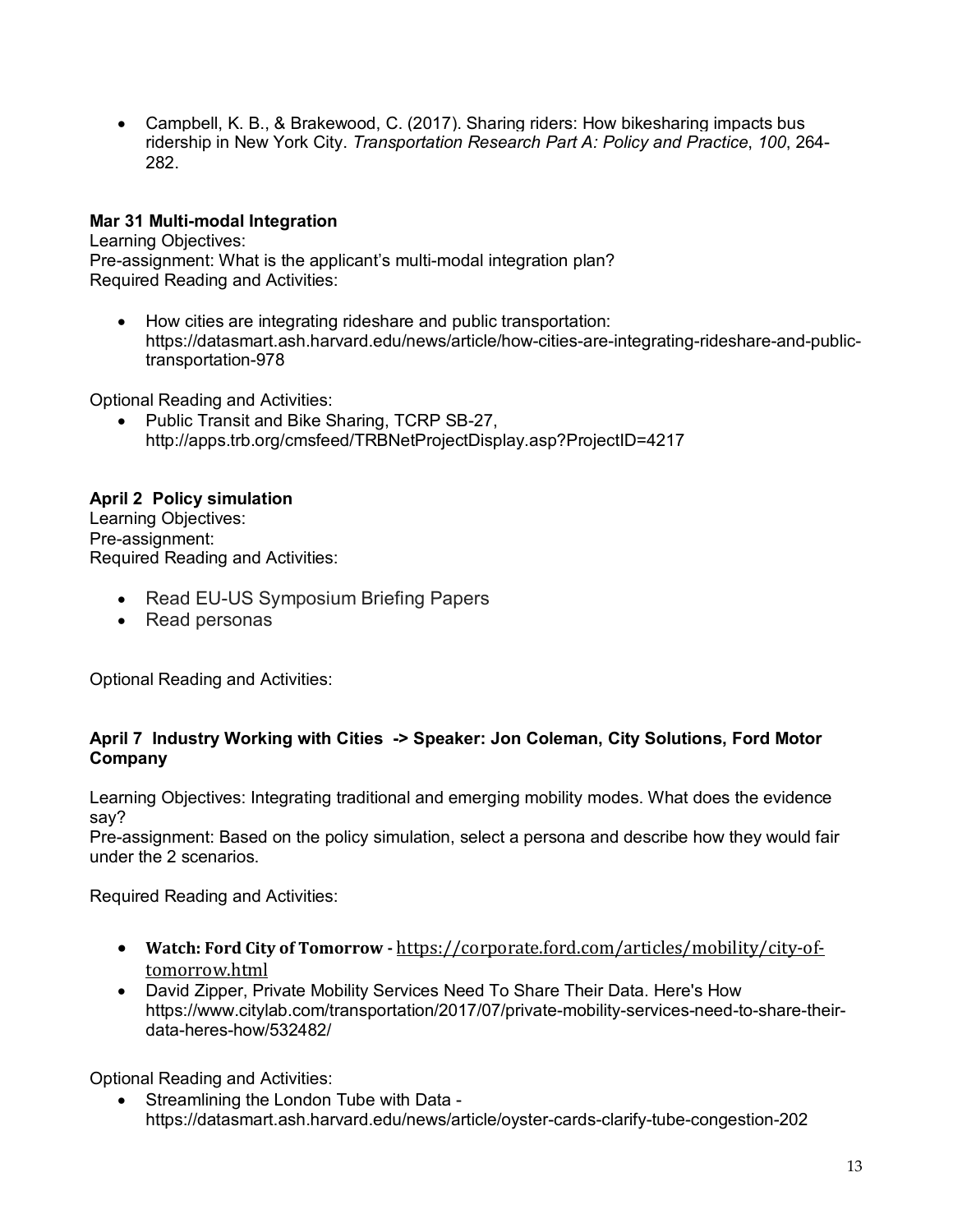- Campbell, K. B., & Brakewood, C. (2017). Sharing riders: How bikesharing impacts bus ridership in New York City. *Transportation Research Part A: Policy and Practice*, *100*, 264-282.

**Mar 31 Multi-modal Integration**

Learning Objectives:
Pre-assignment: What is the applicant's multi-modal integration plan?
Required Reading and Activities:

- How cities are integrating rideshare and public transportation: https://datasmart.ash.harvard.edu/news/article/how-cities-are-integrating-rideshare-and-public-transportation-978

Optional Reading and Activities:

- Public Transit and Bike Sharing, TCRP SB-27, http://apps.trb.org/cmsfeed/TRBNetProjectDisplay.asp?ProjectID=4217

**April 2 Policy simulation**

Learning Objectives:
Pre-assignment:
Required Reading and Activities:

- Read EU-US Symposium Briefing Papers
- Read personas

Optional Reading and Activities:

**April 7 Industry Working with Cities -> Speaker: Jon Coleman, City Solutions, Ford Motor Company**

Learning Objectives: Integrating traditional and emerging mobility modes. What does the evidence say?
Pre-assignment: Based on the policy simulation, select a persona and describe how they would fair under the 2 scenarios.

Required Reading and Activities:

- **Watch: Ford City of Tomorrow -** https://corporate.ford.com/articles/mobility/city-of-tomorrow.html
- David Zipper, Private Mobility Services Need To Share Their Data. Here's How https://www.citylab.com/transportation/2017/07/private-mobility-services-need-to-share-their-data-heres-how/532482/

Optional Reading and Activities:

- Streamlining the London Tube with Data - https://datasmart.ash.harvard.edu/news/article/oyster-cards-clarify-tube-congestion-202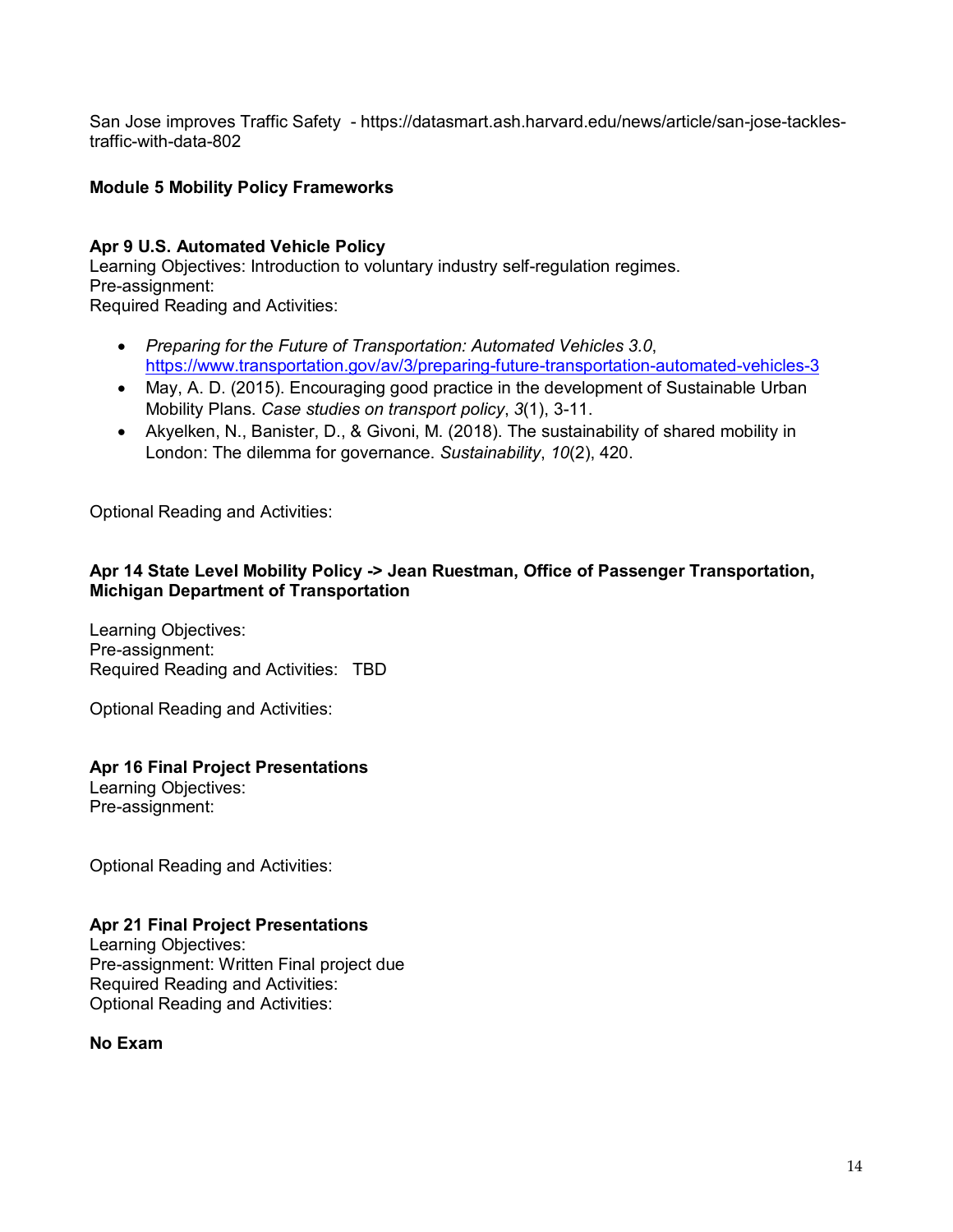San Jose improves Traffic Safety - https://datasmart.ash.harvard.edu/news/article/san-jose-tackles-traffic-with-data-802

**Module 5 Mobility Policy Frameworks**

**Apr 9 U.S. Automated Vehicle Policy**
Learning Objectives: Introduction to voluntary industry self-regulation regimes.
Pre-assignment:
Required Reading and Activities:

- *Preparing for the Future of Transportation: Automated Vehicles 3.0*, https://www.transportation.gov/av/3/preparing-future-transportation-automated-vehicles-3
- May, A. D. (2015). Encouraging good practice in the development of Sustainable Urban Mobility Plans. *Case studies on transport policy*, *3*(1), 3-11.
- Akyelken, N., Banister, D., & Givoni, M. (2018). The sustainability of shared mobility in London: The dilemma for governance. *Sustainability*, *10*(2), 420.

Optional Reading and Activities:

**Apr 14 State Level Mobility Policy -> Jean Ruestman, Office of Passenger Transportation, Michigan Department of Transportation**

Learning Objectives:
Pre-assignment:
Required Reading and Activities: TBD

Optional Reading and Activities:

**Apr 16 Final Project Presentations**
Learning Objectives:
Pre-assignment:

Optional Reading and Activities:

**Apr 21 Final Project Presentations**
Learning Objectives:
Pre-assignment: Written Final project due
Required Reading and Activities:
Optional Reading and Activities:

**No Exam**